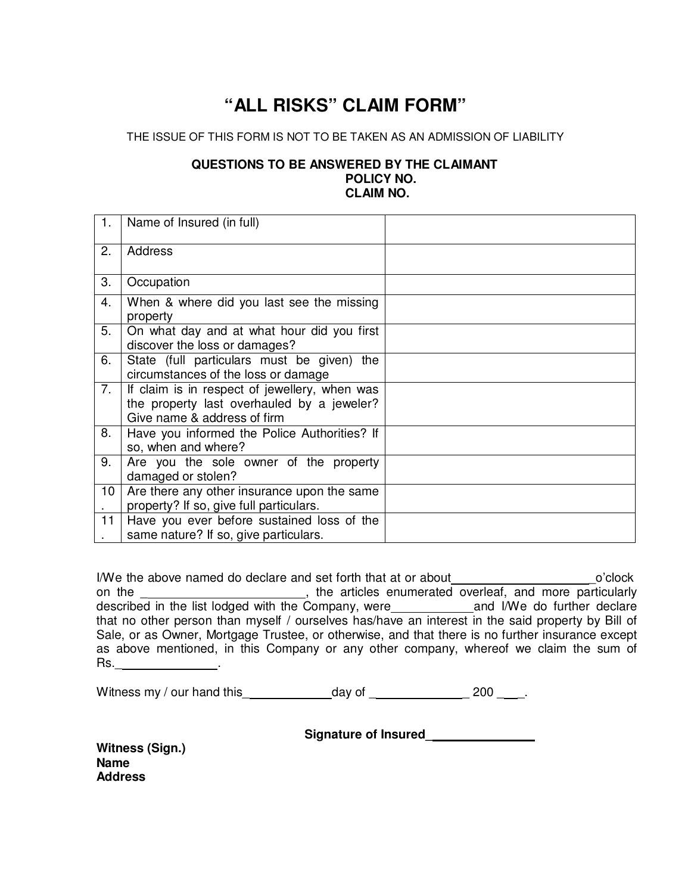# "ALL RISKS" CLAIM FORM"

THE ISSUE OF THIS FORM IS NOT TO BE TAKEN AS AN ADMISSION OF LIABILITY

**QUESTIONS TO BE ANSWERED BY THE CLAIMANT**
**POLICY NO.**
**CLAIM NO.**

| | | |
|---|---|---|
| 1. | Name of Insured (in full) | |
| 2. | Address | |
| 3. | Occupation | |
| 4. | When & where did you last see the missing property | |
| 5. | On what day and at what hour did you first discover the loss or damages? | |
| 6. | State (full particulars must be given) the circumstances of the loss or damage | |
| 7. | If claim is in respect of jewellery, when was the property last overhauled by a jeweler? Give name & address of firm | |
| 8. | Have you informed the Police Authorities? If so, when and where? | |
| 9. | Are you the sole owner of the property damaged or stolen? | |
| 10. | Are there any other insurance upon the same property? If so, give full particulars. | |
| 11. | Have you ever before sustained loss of the same nature? If so, give particulars. | |

I/We the above named do declare and set forth that at or about____________________o'clock on the ________________________, the articles enumerated overleaf, and more particularly described in the list lodged with the Company, were____________and I/We do further declare that no other person than myself / ourselves has/have an interest in the said property by Bill of Sale, or as Owner, Mortgage Trustee, or otherwise, and that there is no further insurance except as above mentioned, in this Company or any other company, whereof we claim the sum of Rs._______________.

Witness my / our hand this_____________day of ______________ 200 ____.

**Signature of Insured________________**

**Witness (Sign.)**
**Name**
**Address**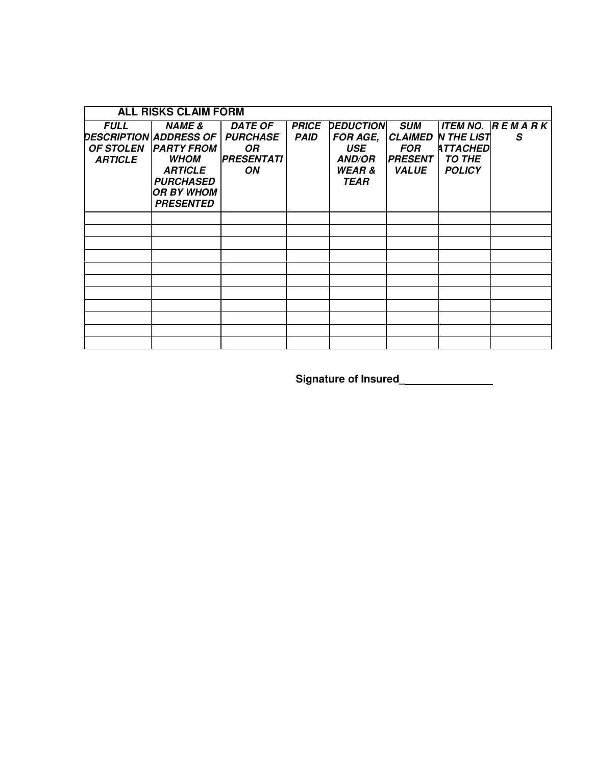## ALL RISKS CLAIM FORM

| *FULL DESCRIPTION OF STOLEN ARTICLE* | *NAME & ADDRESS OF PARTY FROM WHOM ARTICLE PURCHASED OR BY WHOM PRESENTED* | *DATE OF PURCHASE OR PRESENTATION* | *PRICE PAID* | *DEDUCTION FOR AGE, USE AND/OR WEAR & TEAR* | *SUM CLAIMED FOR PRESENT VALUE* | *ITEM NO. IN THE LIST ATTACHED TO THE POLICY* | *REMARKS* |
|---|---|---|---|---|---|---|---|
| | | | | | | | |
| | | | | | | | |
| | | | | | | | |
| | | | | | | | |
| | | | | | | | |
| | | | | | | | |
| | | | | | | | |
| | | | | | | | |
| | | | | | | | |
| | | | | | | | |
| | | | | | | | |

**Signature of Insured**_______________